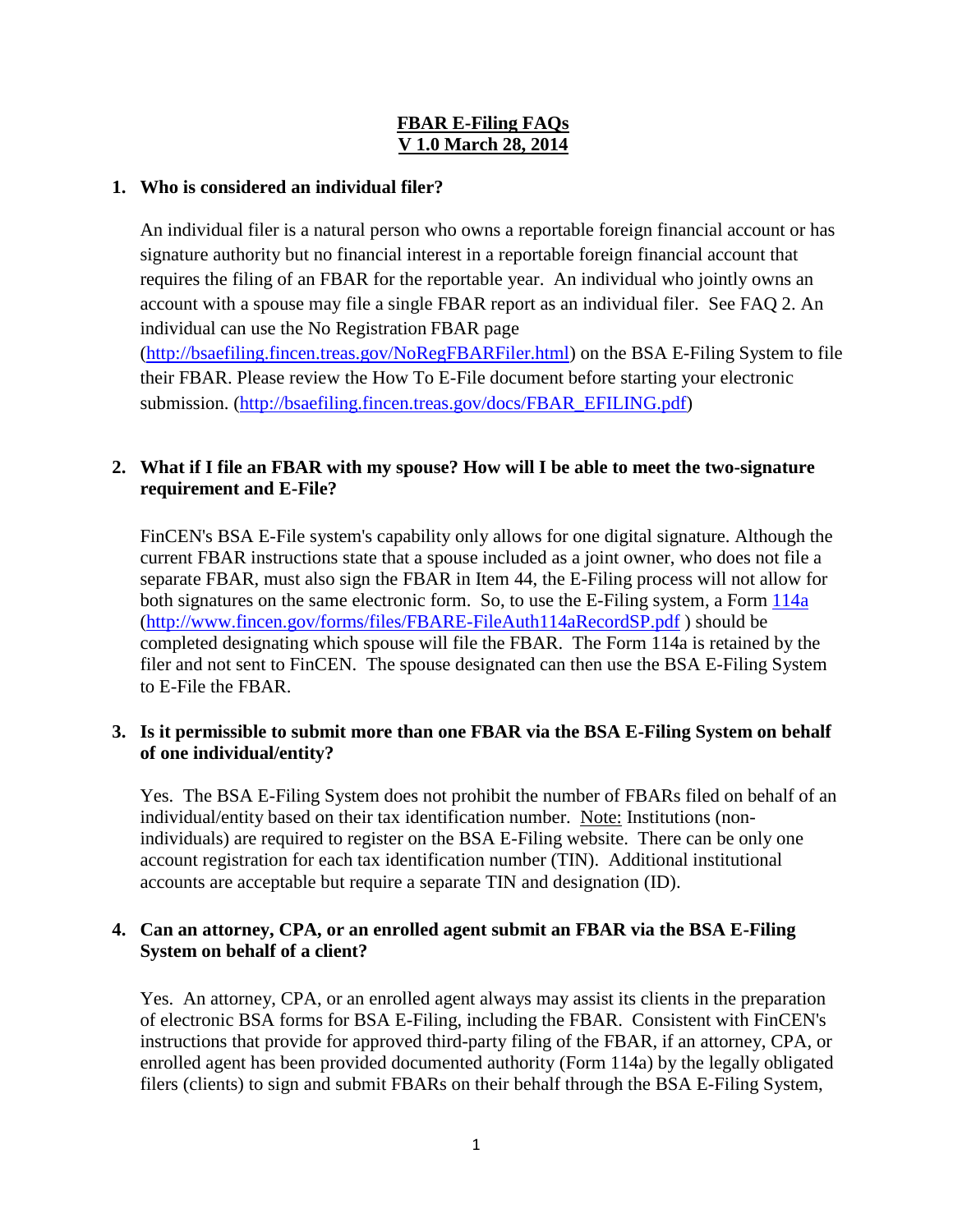# FBAR E-Filing FAQs
## V 1.0 March 28, 2014

**1. Who is considered an individual filer?**

An individual filer is a natural person who owns a reportable foreign financial account or has signature authority but no financial interest in a reportable foreign financial account that requires the filing of an FBAR for the reportable year. An individual who jointly owns an account with a spouse may file a single FBAR report as an individual filer. See FAQ 2. An individual can use the No Registration FBAR page (http://bsaefiling.fincen.treas.gov/NoRegFBARFiler.html) on the BSA E-Filing System to file their FBAR. Please review the How To E-File document before starting your electronic submission. (http://bsaefiling.fincen.treas.gov/docs/FBAR_EFILING.pdf)

**2. What if I file an FBAR with my spouse? How will I be able to meet the two-signature requirement and E-File?**

FinCEN's BSA E-File system's capability only allows for one digital signature. Although the current FBAR instructions state that a spouse included as a joint owner, who does not file a separate FBAR, must also sign the FBAR in Item 44, the E-Filing process will not allow for both signatures on the same electronic form. So, to use the E-Filing system, a Form 114a (http://www.fincen.gov/forms/files/FBARE-FileAuth114aRecordSP.pdf ) should be completed designating which spouse will file the FBAR. The Form 114a is retained by the filer and not sent to FinCEN. The spouse designated can then use the BSA E-Filing System to E-File the FBAR.

**3. Is it permissible to submit more than one FBAR via the BSA E-Filing System on behalf of one individual/entity?**

Yes. The BSA E-Filing System does not prohibit the number of FBARs filed on behalf of an individual/entity based on their tax identification number. Note: Institutions (non-individuals) are required to register on the BSA E-Filing website. There can be only one account registration for each tax identification number (TIN). Additional institutional accounts are acceptable but require a separate TIN and designation (ID).

**4. Can an attorney, CPA, or an enrolled agent submit an FBAR via the BSA E-Filing System on behalf of a client?**

Yes. An attorney, CPA, or an enrolled agent always may assist its clients in the preparation of electronic BSA forms for BSA E-Filing, including the FBAR. Consistent with FinCEN's instructions that provide for approved third-party filing of the FBAR, if an attorney, CPA, or enrolled agent has been provided documented authority (Form 114a) by the legally obligated filers (clients) to sign and submit FBARs on their behalf through the BSA E-Filing System,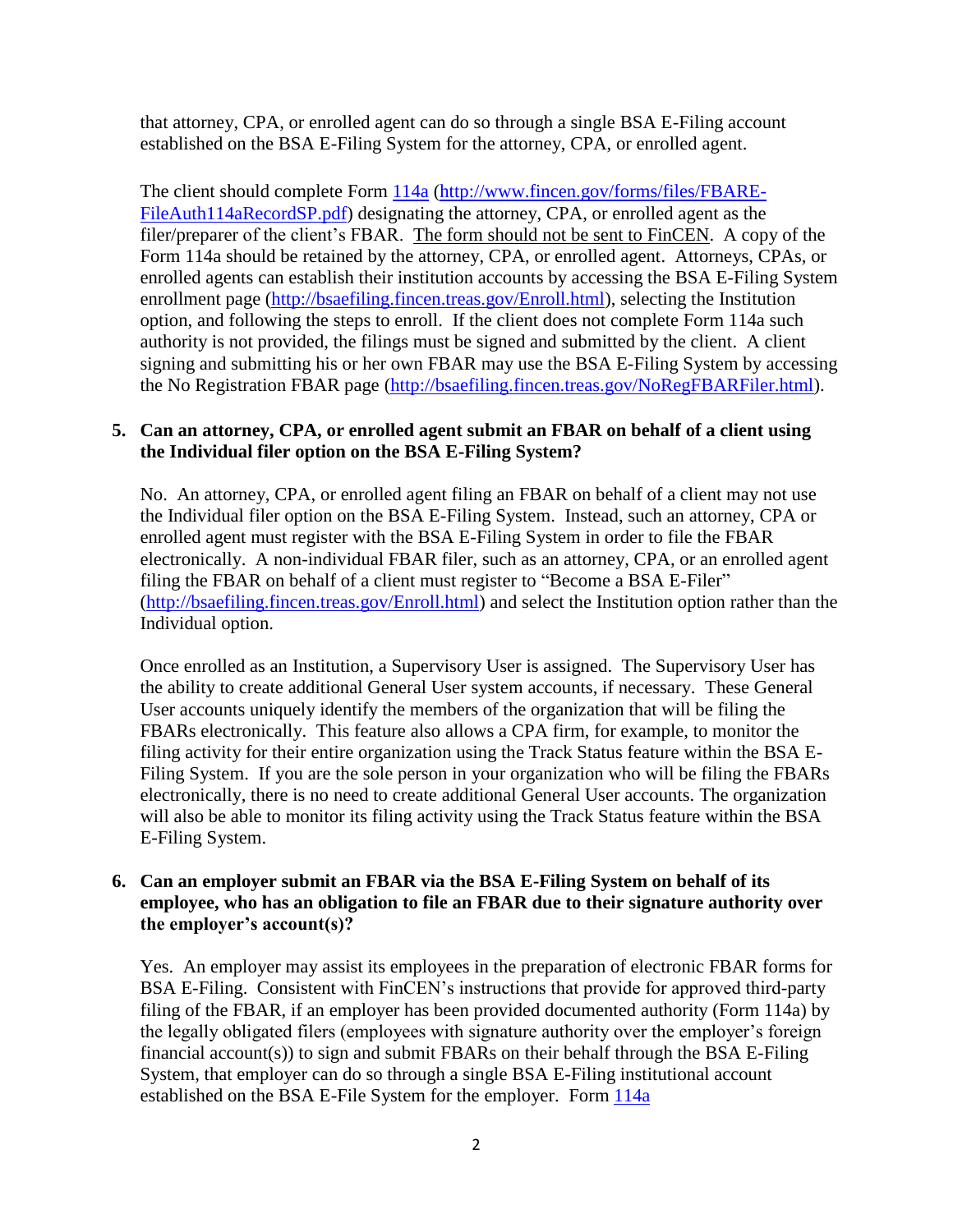that attorney, CPA, or enrolled agent can do so through a single BSA E-Filing account established on the BSA E-Filing System for the attorney, CPA, or enrolled agent.

The client should complete Form [114a](http://www.fincen.gov/forms/files/FBARE-FileAuth114aRecordSP.pdf) (http://www.fincen.gov/forms/files/FBARE-FileAuth114aRecordSP.pdf) designating the attorney, CPA, or enrolled agent as the filer/preparer of the client's FBAR. The form should not be sent to FinCEN. A copy of the Form 114a should be retained by the attorney, CPA, or enrolled agent. Attorneys, CPAs, or enrolled agents can establish their institution accounts by accessing the BSA E-Filing System enrollment page (http://bsaefiling.fincen.treas.gov/Enroll.html), selecting the Institution option, and following the steps to enroll. If the client does not complete Form 114a such authority is not provided, the filings must be signed and submitted by the client. A client signing and submitting his or her own FBAR may use the BSA E-Filing System by accessing the No Registration FBAR page (http://bsaefiling.fincen.treas.gov/NoRegFBARFiler.html).

**5. Can an attorney, CPA, or enrolled agent submit an FBAR on behalf of a client using the Individual filer option on the BSA E-Filing System?**

No. An attorney, CPA, or enrolled agent filing an FBAR on behalf of a client may not use the Individual filer option on the BSA E-Filing System. Instead, such an attorney, CPA or enrolled agent must register with the BSA E-Filing System in order to file the FBAR electronically. A non-individual FBAR filer, such as an attorney, CPA, or an enrolled agent filing the FBAR on behalf of a client must register to "Become a BSA E-Filer" (http://bsaefiling.fincen.treas.gov/Enroll.html) and select the Institution option rather than the Individual option.

Once enrolled as an Institution, a Supervisory User is assigned. The Supervisory User has the ability to create additional General User system accounts, if necessary. These General User accounts uniquely identify the members of the organization that will be filing the FBARs electronically. This feature also allows a CPA firm, for example, to monitor the filing activity for their entire organization using the Track Status feature within the BSA E-Filing System. If you are the sole person in your organization who will be filing the FBARs electronically, there is no need to create additional General User accounts. The organization will also be able to monitor its filing activity using the Track Status feature within the BSA E-Filing System.

**6. Can an employer submit an FBAR via the BSA E-Filing System on behalf of its employee, who has an obligation to file an FBAR due to their signature authority over the employer's account(s)?**

Yes. An employer may assist its employees in the preparation of electronic FBAR forms for BSA E-Filing. Consistent with FinCEN's instructions that provide for approved third-party filing of the FBAR, if an employer has been provided documented authority (Form 114a) by the legally obligated filers (employees with signature authority over the employer's foreign financial account(s)) to sign and submit FBARs on their behalf through the BSA E-Filing System, that employer can do so through a single BSA E-Filing institutional account established on the BSA E-File System for the employer. Form 114a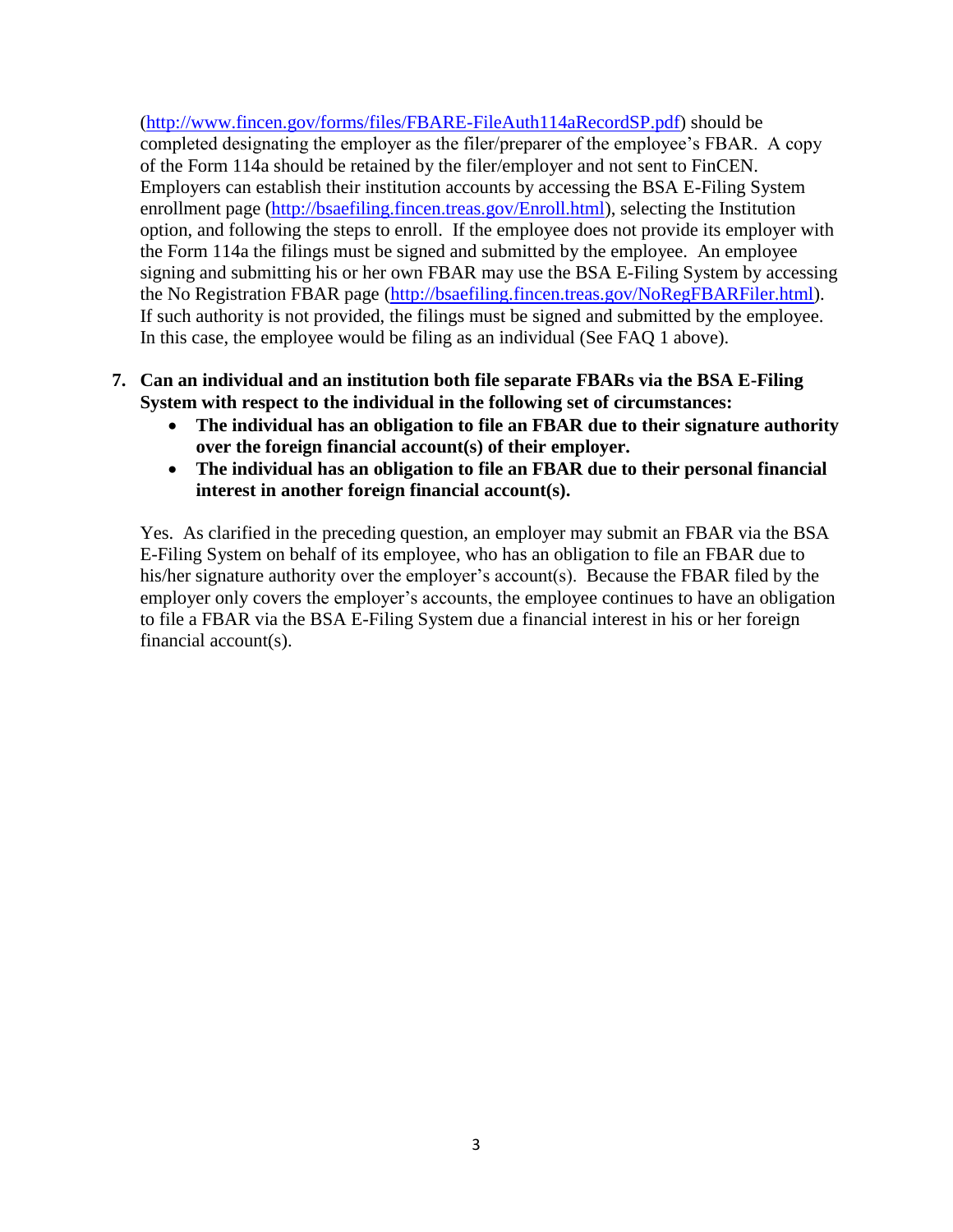(http://www.fincen.gov/forms/files/FBARE-FileAuth114aRecordSP.pdf) should be completed designating the employer as the filer/preparer of the employee's FBAR. A copy of the Form 114a should be retained by the filer/employer and not sent to FinCEN. Employers can establish their institution accounts by accessing the BSA E-Filing System enrollment page (http://bsaefiling.fincen.treas.gov/Enroll.html), selecting the Institution option, and following the steps to enroll. If the employee does not provide its employer with the Form 114a the filings must be signed and submitted by the employee. An employee signing and submitting his or her own FBAR may use the BSA E-Filing System by accessing the No Registration FBAR page (http://bsaefiling.fincen.treas.gov/NoRegFBARFiler.html). If such authority is not provided, the filings must be signed and submitted by the employee. In this case, the employee would be filing as an individual (See FAQ 1 above).

7. **Can an individual and an institution both file separate FBARs via the BSA E-Filing System with respect to the individual in the following set of circumstances:**
   - **The individual has an obligation to file an FBAR due to their signature authority over the foreign financial account(s) of their employer.**
   - **The individual has an obligation to file an FBAR due to their personal financial interest in another foreign financial account(s).**

   Yes. As clarified in the preceding question, an employer may submit an FBAR via the BSA E-Filing System on behalf of its employee, who has an obligation to file an FBAR due to his/her signature authority over the employer's account(s). Because the FBAR filed by the employer only covers the employer's accounts, the employee continues to have an obligation to file a FBAR via the BSA E-Filing System due a financial interest in his or her foreign financial account(s).